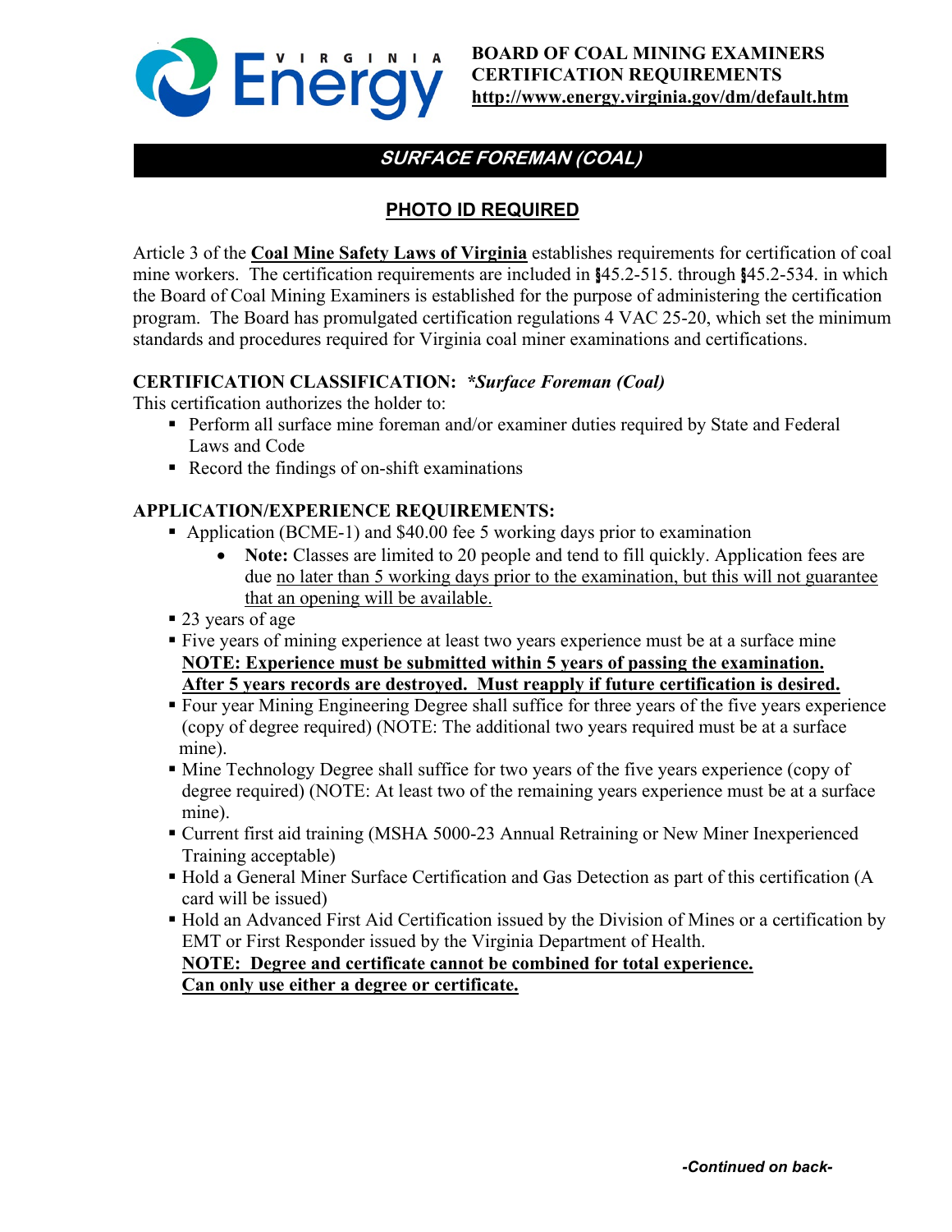**BOARD OF COAL MINING EXAMINERS**
**CERTIFICATION REQUIREMENTS**
**http://www.energy.virginia.gov/dm/default.htm**

# *SURFACE FOREMAN (COAL)*

## PHOTO ID REQUIRED

Article 3 of the **Coal Mine Safety Laws of Virginia** establishes requirements for certification of coal mine workers. The certification requirements are included in §45.2-515. through §45.2-534. in which the Board of Coal Mining Examiners is established for the purpose of administering the certification program. The Board has promulgated certification regulations 4 VAC 25-20, which set the minimum standards and procedures required for Virginia coal miner examinations and certifications.

**CERTIFICATION CLASSIFICATION:** ***Surface Foreman (Coal)**

This certification authorizes the holder to:

- Perform all surface mine foreman and/or examiner duties required by State and Federal Laws and Code
- Record the findings of on-shift examinations

**APPLICATION/EXPERIENCE REQUIREMENTS:**

- Application (BCME-1) and $40.00 fee 5 working days prior to examination
  - **Note:** Classes are limited to 20 people and tend to fill quickly. Application fees are due no later than 5 working days prior to the examination, but this will not guarantee that an opening will be available.
- 23 years of age
- Five years of mining experience at least two years experience must be at a surface mine
  **NOTE: Experience must be submitted within 5 years of passing the examination. After 5 years records are destroyed. Must reapply if future certification is desired.**
- Four year Mining Engineering Degree shall suffice for three years of the five years experience (copy of degree required) (NOTE: The additional two years required must be at a surface mine).
- Mine Technology Degree shall suffice for two years of the five years experience (copy of degree required) (NOTE: At least two of the remaining years experience must be at a surface mine).
- Current first aid training (MSHA 5000-23 Annual Retraining or New Miner Inexperienced Training acceptable)
- Hold a General Miner Surface Certification and Gas Detection as part of this certification (A card will be issued)
- Hold an Advanced First Aid Certification issued by the Division of Mines or a certification by EMT or First Responder issued by the Virginia Department of Health.
  **NOTE: Degree and certificate cannot be combined for total experience. Can only use either a degree or certificate.**

*-Continued on back-*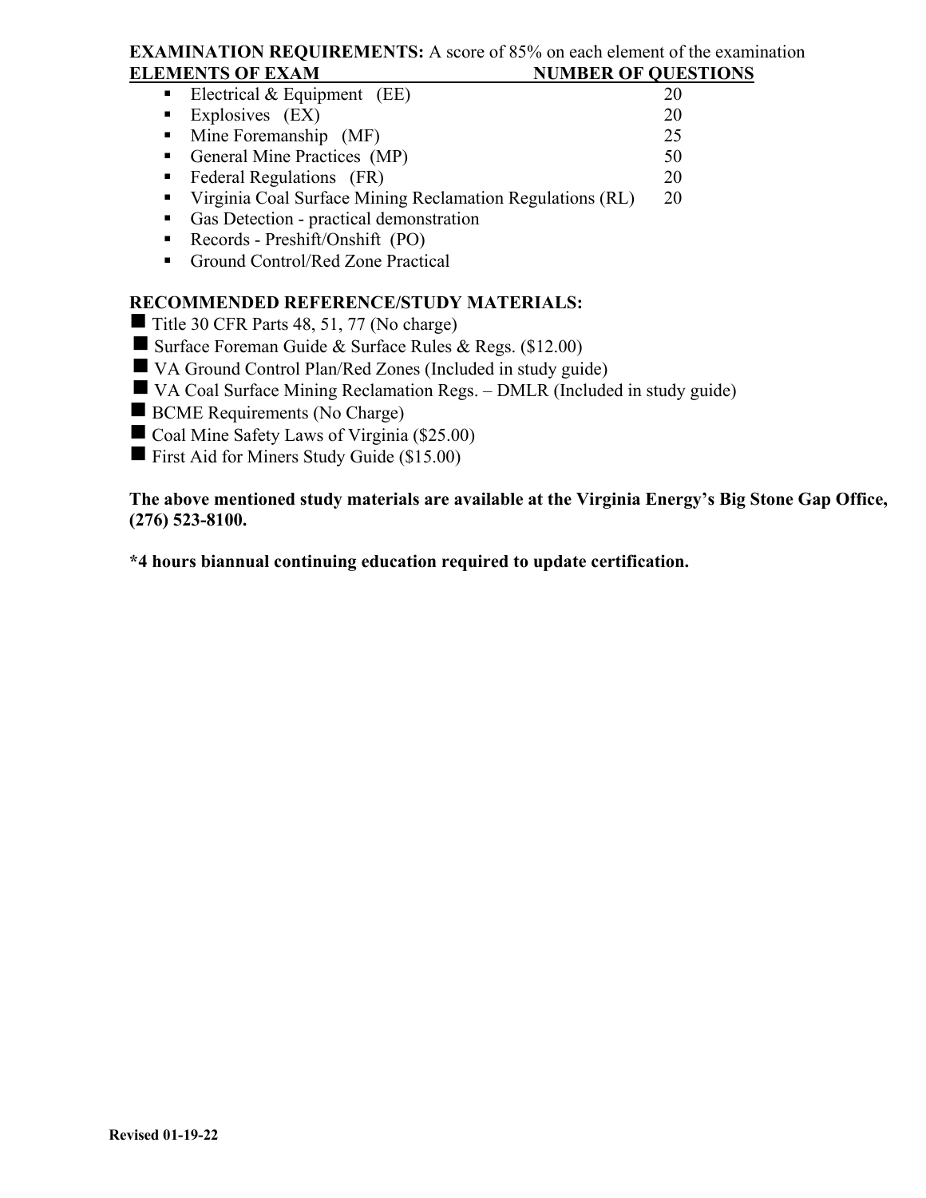**EXAMINATION REQUIREMENTS:** A score of 85% on each element of the examination

| ELEMENTS OF EXAM | NUMBER OF QUESTIONS |
|---|---|
| Electrical & Equipment (EE) | 20 |
| Explosives (EX) | 20 |
| Mine Foremanship (MF) | 25 |
| General Mine Practices (MP) | 50 |
| Federal Regulations (FR) | 20 |
| Virginia Coal Surface Mining Reclamation Regulations (RL) | 20 |
| Gas Detection - practical demonstration | |
| Records - Preshift/Onshift (PO) | |
| Ground Control/Red Zone Practical | |

**RECOMMENDED REFERENCE/STUDY MATERIALS:**

- Title 30 CFR Parts 48, 51, 77 (No charge)
- Surface Foreman Guide & Surface Rules & Regs. ($12.00)
- VA Ground Control Plan/Red Zones (Included in study guide)
- VA Coal Surface Mining Reclamation Regs. – DMLR (Included in study guide)
- BCME Requirements (No Charge)
- Coal Mine Safety Laws of Virginia ($25.00)
- First Aid for Miners Study Guide ($15.00)

**The above mentioned study materials are available at the Virginia Energy's Big Stone Gap Office, (276) 523-8100.**

**\*4 hours biannual continuing education required to update certification.**

**Revised 01-19-22**